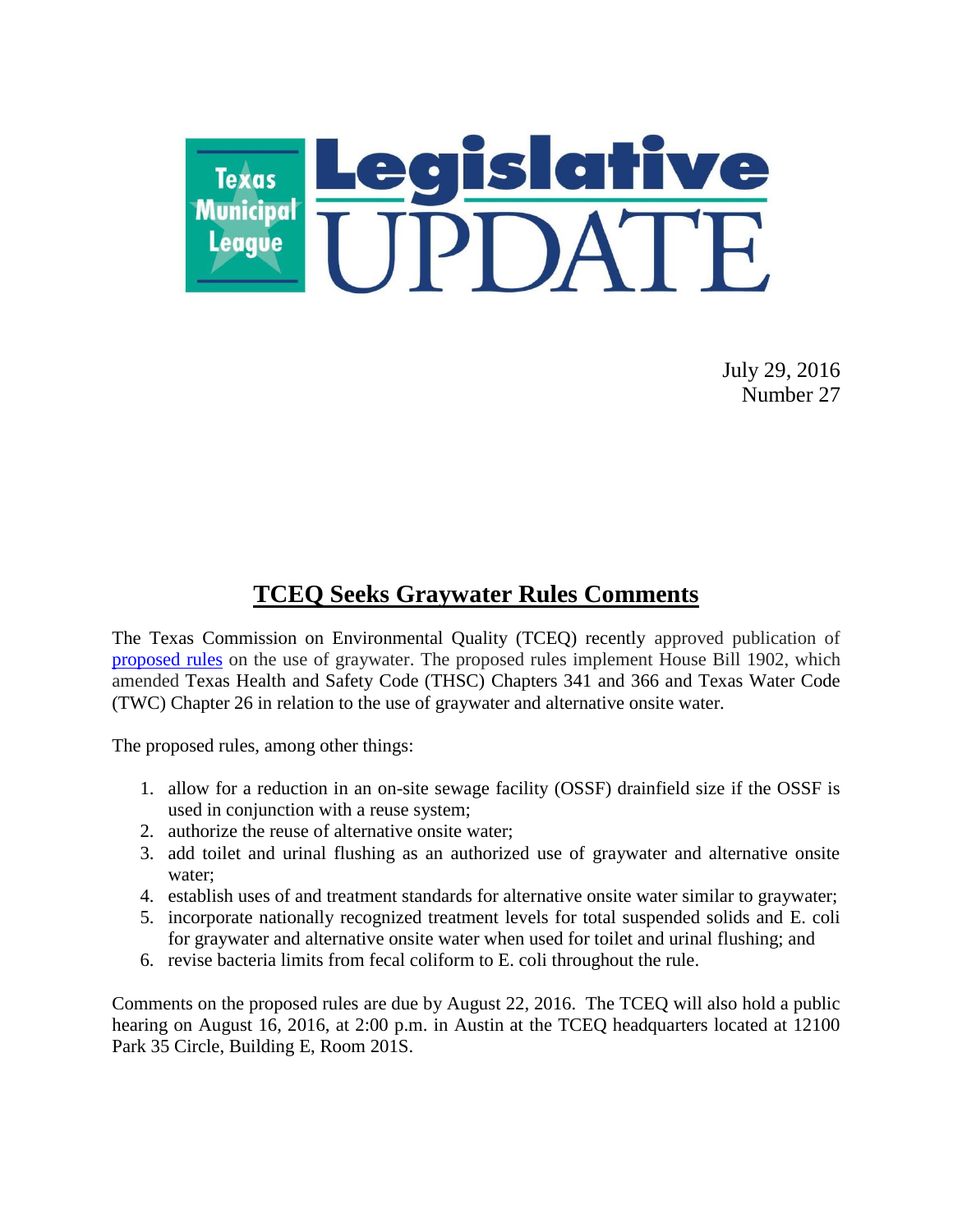Texas Municipal League

# Legislative UPDATE

July 29, 2016
Number 27

## TCEQ Seeks Graywater Rules Comments

The Texas Commission on Environmental Quality (TCEQ) recently approved publication of proposed rules on the use of graywater. The proposed rules implement House Bill 1902, which amended Texas Health and Safety Code (THSC) Chapters 341 and 366 and Texas Water Code (TWC) Chapter 26 in relation to the use of graywater and alternative onsite water.

The proposed rules, among other things:

1. allow for a reduction in an on-site sewage facility (OSSF) drainfield size if the OSSF is used in conjunction with a reuse system;
2. authorize the reuse of alternative onsite water;
3. add toilet and urinal flushing as an authorized use of graywater and alternative onsite water;
4. establish uses of and treatment standards for alternative onsite water similar to graywater;
5. incorporate nationally recognized treatment levels for total suspended solids and E. coli for graywater and alternative onsite water when used for toilet and urinal flushing; and
6. revise bacteria limits from fecal coliform to E. coli throughout the rule.

Comments on the proposed rules are due by August 22, 2016. The TCEQ will also hold a public hearing on August 16, 2016, at 2:00 p.m. in Austin at the TCEQ headquarters located at 12100 Park 35 Circle, Building E, Room 201S.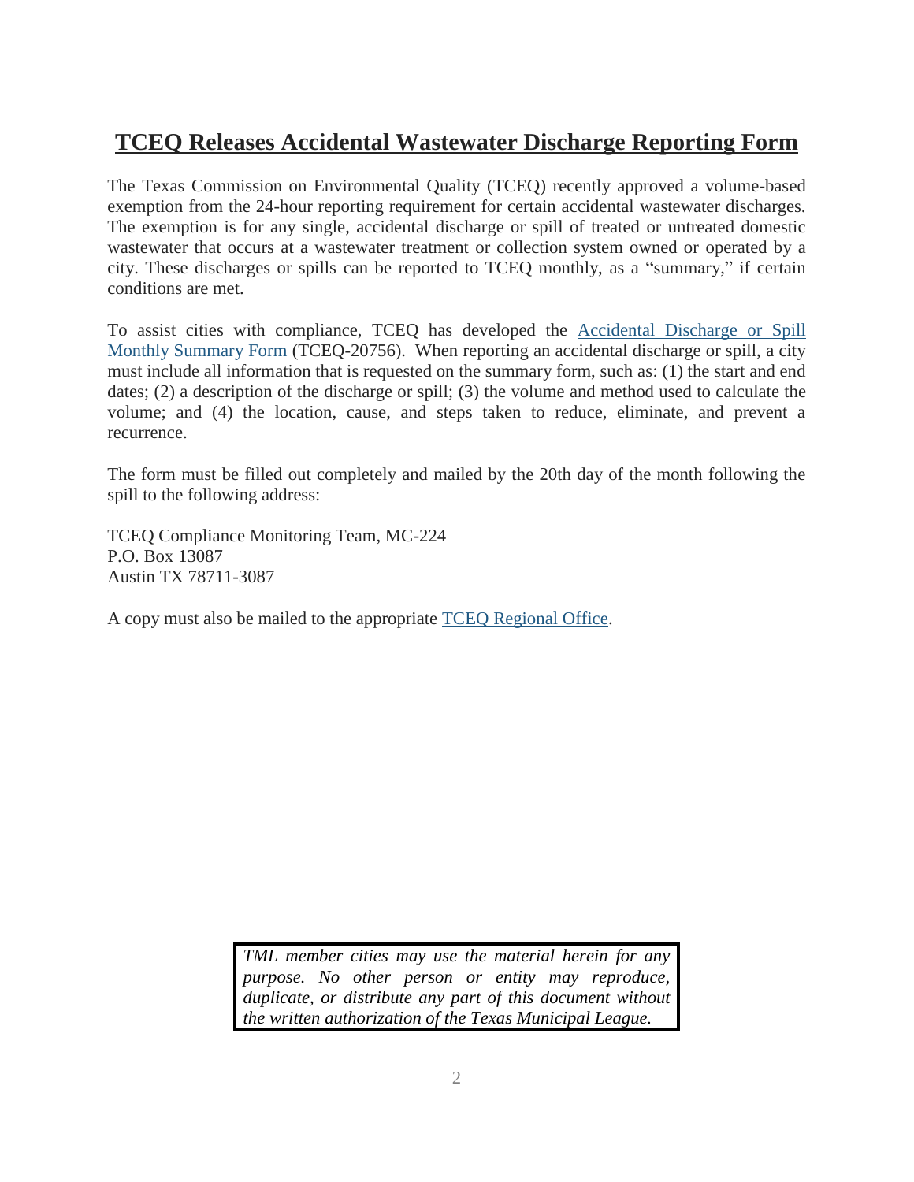## TCEQ Releases Accidental Wastewater Discharge Reporting Form

The Texas Commission on Environmental Quality (TCEQ) recently approved a volume-based exemption from the 24-hour reporting requirement for certain accidental wastewater discharges. The exemption is for any single, accidental discharge or spill of treated or untreated domestic wastewater that occurs at a wastewater treatment or collection system owned or operated by a city. These discharges or spills can be reported to TCEQ monthly, as a "summary," if certain conditions are met.

To assist cities with compliance, TCEQ has developed the Accidental Discharge or Spill Monthly Summary Form (TCEQ-20756). When reporting an accidental discharge or spill, a city must include all information that is requested on the summary form, such as: (1) the start and end dates; (2) a description of the discharge or spill; (3) the volume and method used to calculate the volume; and (4) the location, cause, and steps taken to reduce, eliminate, and prevent a recurrence.

The form must be filled out completely and mailed by the 20th day of the month following the spill to the following address:

TCEQ Compliance Monitoring Team, MC-224
P.O. Box 13087
Austin TX 78711-3087

A copy must also be mailed to the appropriate TCEQ Regional Office.

*TML member cities may use the material herein for any purpose. No other person or entity may reproduce, duplicate, or distribute any part of this document without the written authorization of the Texas Municipal League.*